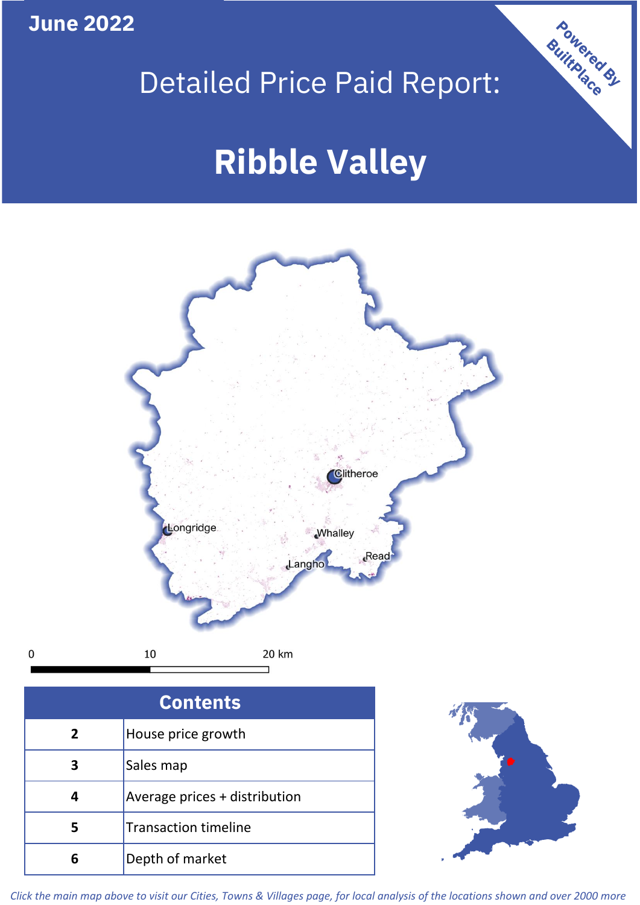**June 2022**

Powered By BuiltPlace

# Detailed Price Paid Report:

# Ribble Valley

Clitheroe

Longridge

Whalley

Read

Langho

0 10 20 km

| Contents | |
|---|---|
| 2 | House price growth |
| 3 | Sales map |
| 4 | Average prices + distribution |
| 5 | Transaction timeline |
| 6 | Depth of market |

*Click the main map above to visit our Cities, Towns & Villages page, for local analysis of the locations shown and over 2000 more*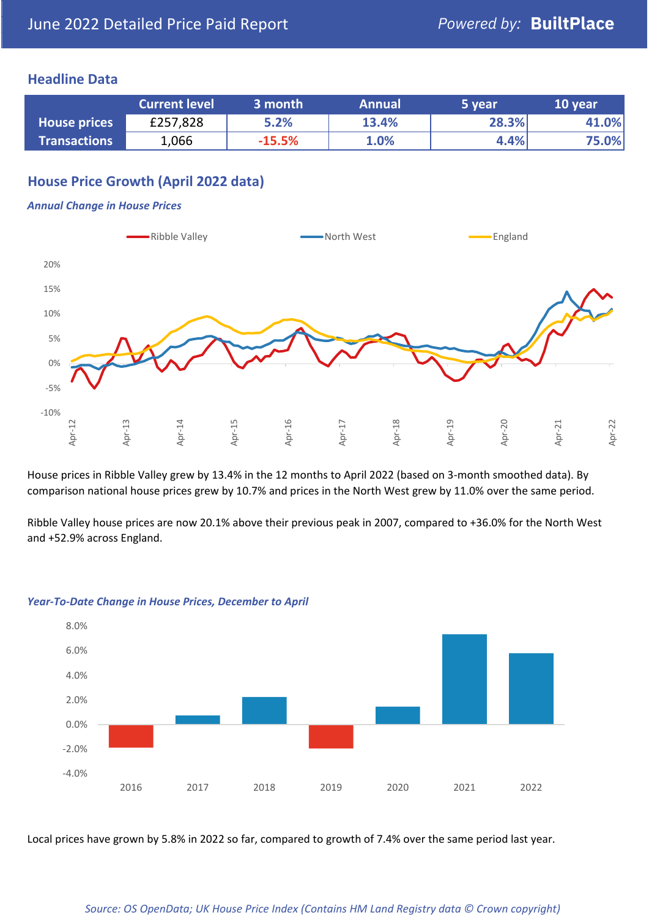June 2022 Detailed Price Paid Report

Powered by: **BuiltPlace**

## Headline Data

| | Current level | 3 month | Annual | 5 year | 10 year |
|---|---|---|---|---|---|
| **House prices** | £257,828 | 5.2% | 13.4% | 28.3% | 41.0% |
| **Transactions** | 1,066 | -15.5% | 1.0% | 4.4% | 75.0% |

## House Price Growth (April 2022 data)

### *Annual Change in House Prices*

House prices in Ribble Valley grew by 13.4% in the 12 months to April 2022 (based on 3-month smoothed data). By comparison national house prices grew by 10.7% and prices in the North West grew by 11.0% over the same period.

Ribble Valley house prices are now 20.1% above their previous peak in 2007, compared to +36.0% for the North West and +52.9% across England.

### *Year-To-Date Change in House Prices, December to April*

Local prices have grown by 5.8% in 2022 so far, compared to growth of 7.4% over the same period last year.

*Source: OS OpenData; UK House Price Index (Contains HM Land Registry data © Crown copyright)*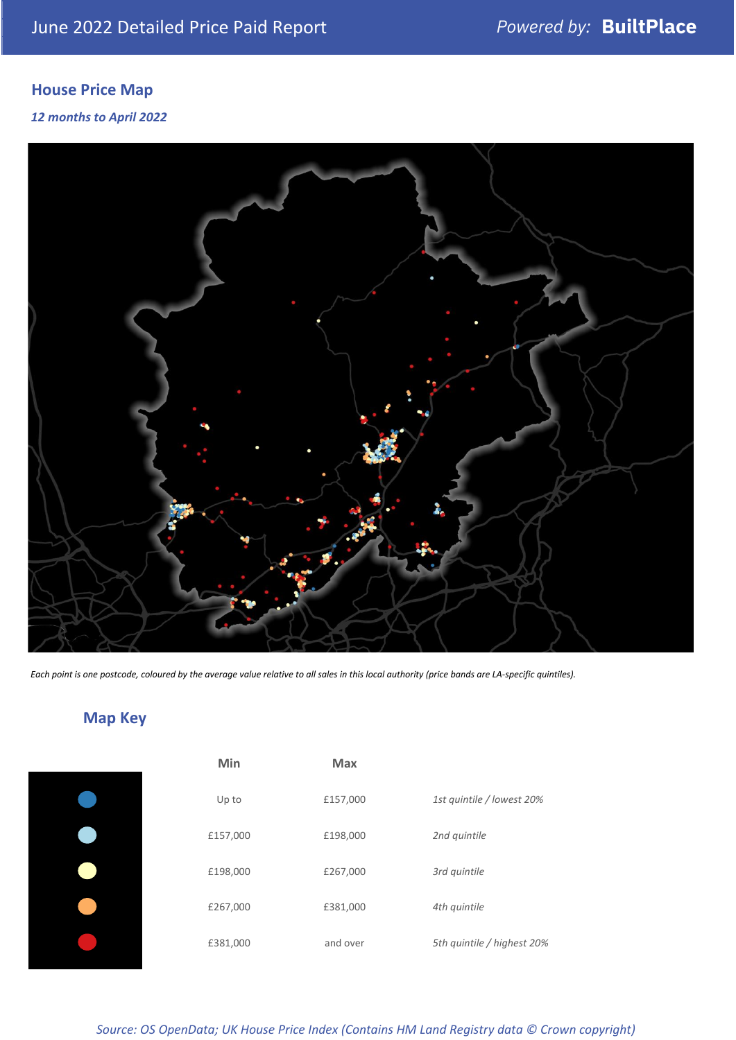# June 2022 Detailed Price Paid Report

*Powered by:* **BuiltPlace**

## House Price Map

***12 months to April 2022***

*Each point is one postcode, coloured by the average value relative to all sales in this local authority (price bands are LA-specific quintiles).*

## Map Key

| | Min | Max | |
|---|---|---|---|
| (dark blue) | Up to | £157,000 | *1st quintile / lowest 20%* |
| (light blue) | £157,000 | £198,000 | *2nd quintile* |
| (pale yellow) | £198,000 | £267,000 | *3rd quintile* |
| (orange) | £267,000 | £381,000 | *4th quintile* |
| (red) | £381,000 | and over | *5th quintile / highest 20%* |

*Source: OS OpenData; UK House Price Index (Contains HM Land Registry data © Crown copyright)*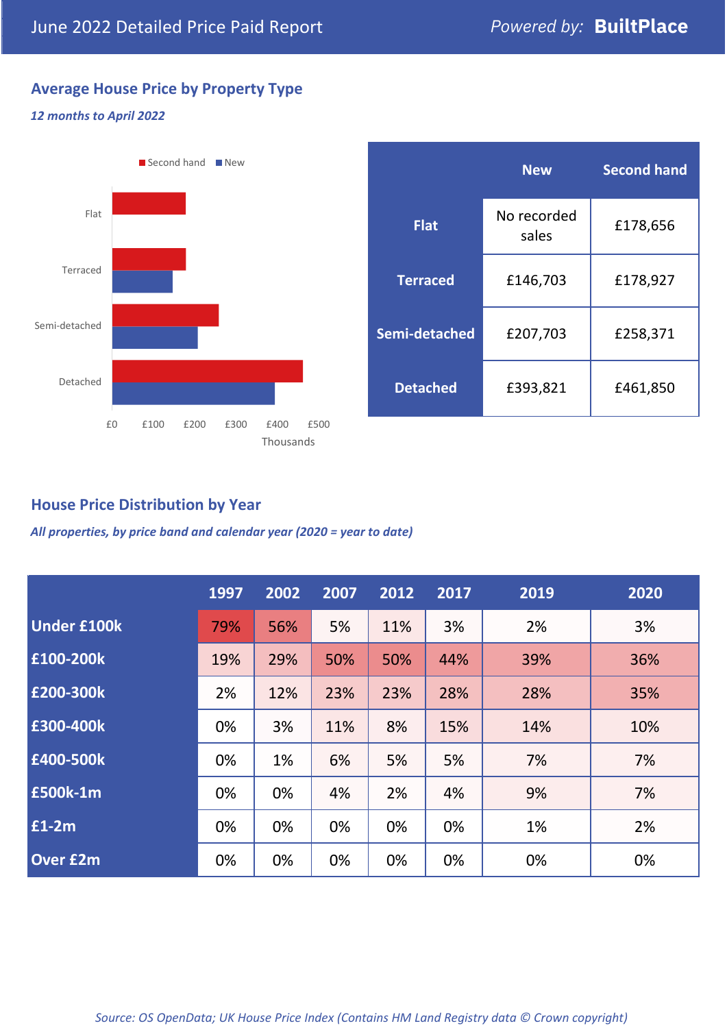# June 2022 Detailed Price Paid Report

*Powered by:* **BuiltPlace**

## Average House Price by Property Type

***12 months to April 2022***

|  | New | Second hand |
|---|---|---|
| **Flat** | No recorded sales | £178,656 |
| **Terraced** | £146,703 | £178,927 |
| **Semi-detached** | £207,703 | £258,371 |
| **Detached** | £393,821 | £461,850 |

## House Price Distribution by Year

***All properties, by price band and calendar year (2020 = year to date)***

|  | 1997 | 2002 | 2007 | 2012 | 2017 | 2019 | 2020 |
|---|---|---|---|---|---|---|---|
| **Under £100k** | 79% | 56% | 5% | 11% | 3% | 2% | 3% |
| **£100-200k** | 19% | 29% | 50% | 50% | 44% | 39% | 36% |
| **£200-300k** | 2% | 12% | 23% | 23% | 28% | 28% | 35% |
| **£300-400k** | 0% | 3% | 11% | 8% | 15% | 14% | 10% |
| **£400-500k** | 0% | 1% | 6% | 5% | 5% | 7% | 7% |
| **£500k-1m** | 0% | 0% | 4% | 2% | 4% | 9% | 7% |
| **£1-2m** | 0% | 0% | 0% | 0% | 0% | 1% | 2% |
| **Over £2m** | 0% | 0% | 0% | 0% | 0% | 0% | 0% |

*Source: OS OpenData; UK House Price Index (Contains HM Land Registry data © Crown copyright)*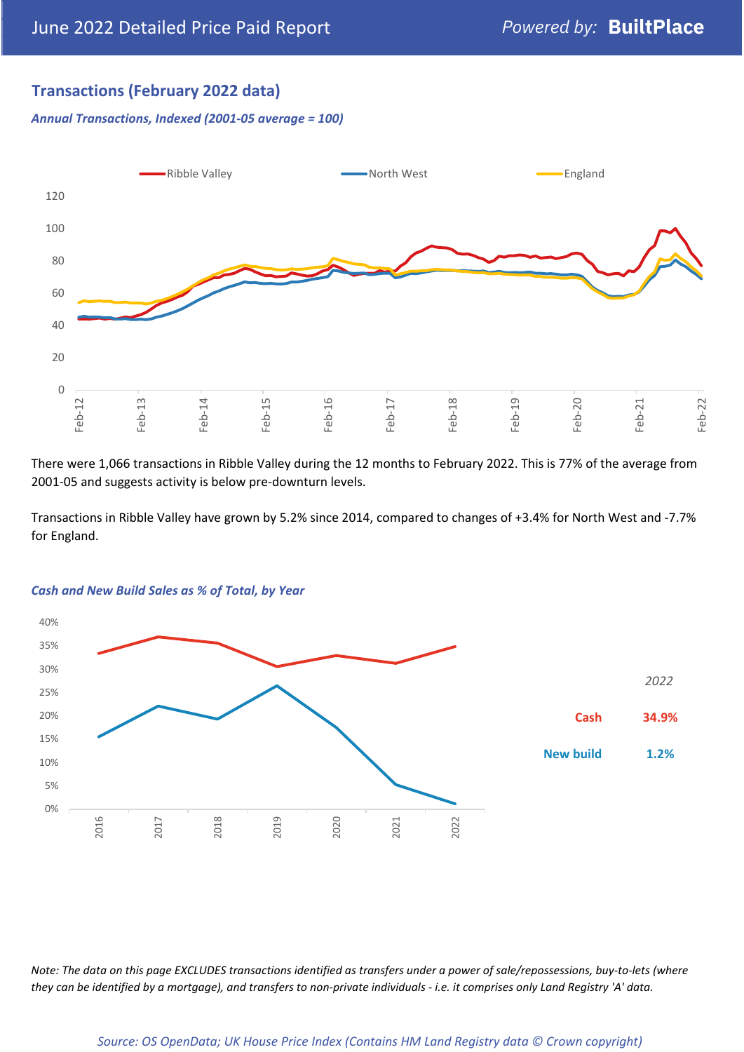## Transactions (February 2022 data)

*Annual Transactions, Indexed (2001-05 average = 100)*

There were 1,066 transactions in Ribble Valley during the 12 months to February 2022. This is 77% of the average from 2001-05 and suggests activity is below pre-downturn levels.

Transactions in Ribble Valley have grown by 5.2% since 2014, compared to changes of +3.4% for North West and -7.7% for England.

*Cash and New Build Sales as % of Total, by Year*

*2022*

| | |
|---|---|
| Cash | 34.9% |
| New build | 1.2% |

*Note: The data on this page EXCLUDES transactions identified as transfers under a power of sale/repossessions, buy-to-lets (where they can be identified by a mortgage), and transfers to non-private individuals - i.e. it comprises only Land Registry 'A' data.*

*Source: OS OpenData; UK House Price Index (Contains HM Land Registry data © Crown copyright)*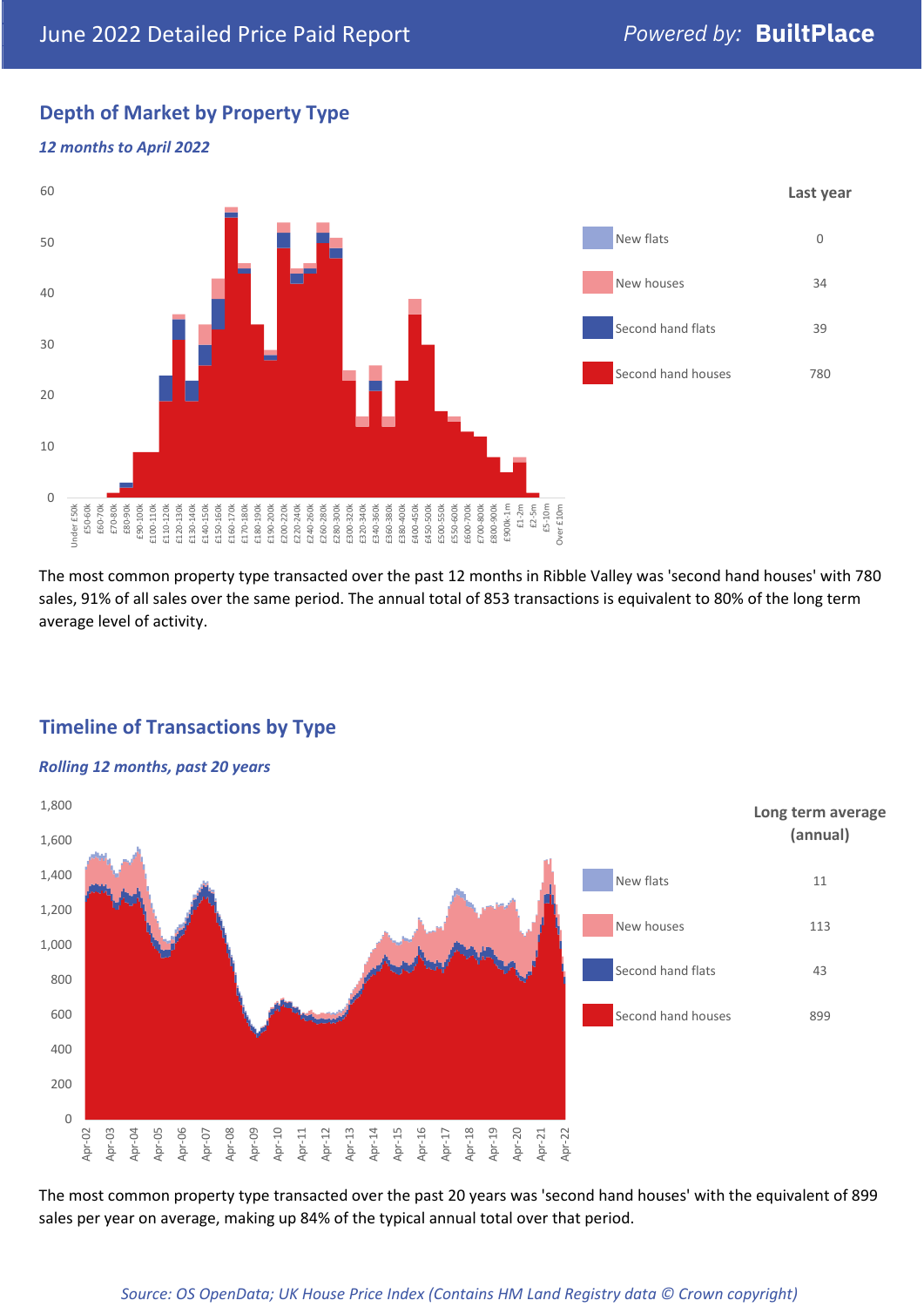# June 2022 Detailed Price Paid Report

*Powered by:* **BuiltPlace**

## Depth of Market by Property Type

*12 months to April 2022*

60
50
40
30
20
10
0

Under £50k
£50-60k
£60-70k
£70-80k
£80-90k
£90-100k
£100-110k
£110-120k
£120-130k
£130-140k
£140-150k
£150-160k
£160-170k
£170-180k
£180-190k
£190-200k
£200-220k
£220-240k
£240-260k
£260-280k
£280-300k
£300-320k
£320-340k
£340-360k
£360-380k
£380-400k
£400-450k
£450-500k
£500-550k
£550-600k
£600-700k
£700-800k
£800-900k
£900k-1m
£1-2m
£2-5m
£5-10m
Over £10m

Last year

New flats 0
New houses 34
Second hand flats 39
Second hand houses 780

The most common property type transacted over the past 12 months in Ribble Valley was 'second hand houses' with 780 sales, 91% of all sales over the same period. The annual total of 853 transactions is equivalent to 80% of the long term average level of activity.

## Timeline of Transactions by Type

*Rolling 12 months, past 20 years*

1,800
1,600
1,400
1,200
1,000
800
600
400
200
0

Apr-02
Apr-03
Apr-04
Apr-05
Apr-06
Apr-07
Apr-08
Apr-09
Apr-10
Apr-11
Apr-12
Apr-13
Apr-14
Apr-15
Apr-16
Apr-17
Apr-18
Apr-19
Apr-20
Apr-21
Apr-22

Long term average (annual)

New flats 11
New houses 113
Second hand flats 43
Second hand houses 899

The most common property type transacted over the past 20 years was 'second hand houses' with the equivalent of 899 sales per year on average, making up 84% of the typical annual total over that period.

*Source: OS OpenData; UK House Price Index (Contains HM Land Registry data © Crown copyright)*